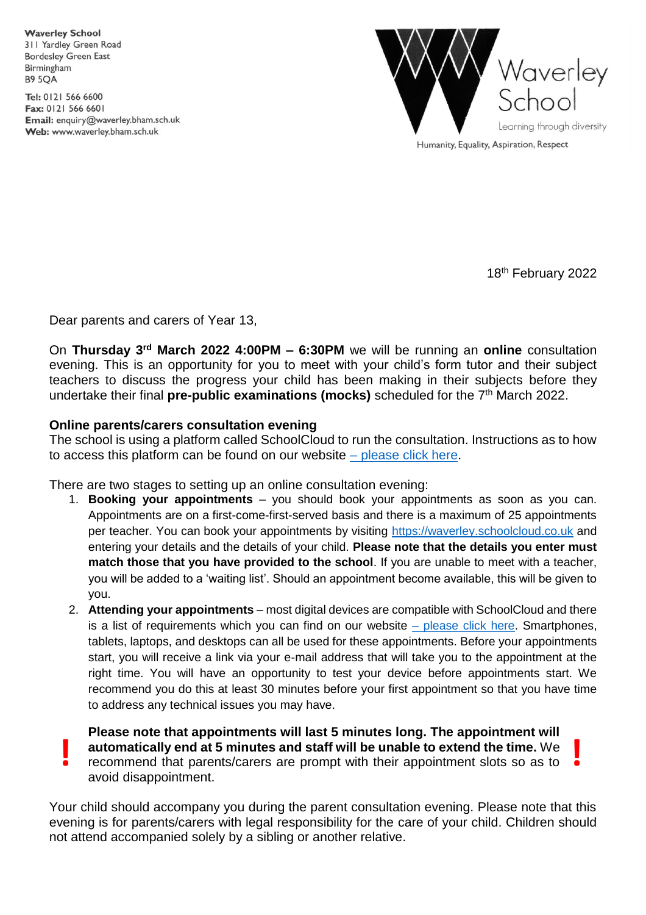**Waverley School**
311 Yardley Green Road
Bordesley Green East
Birmingham
B9 5QA

**Tel:** 0121 566 6600
**Fax:** 0121 566 6601
**Email:** enquiry@waverley.bham.sch.uk
**Web:** www.waverley.bham.sch.uk

Waverley School
Learning through diversity
Humanity, Equality, Aspiration, Respect

18th February 2022

Dear parents and carers of Year 13,

On **Thursday 3rd March 2022 4:00PM – 6:30PM** we will be running an **online** consultation evening. This is an opportunity for you to meet with your child's form tutor and their subject teachers to discuss the progress your child has been making in their subjects before they undertake their final **pre-public examinations (mocks)** scheduled for the 7th March 2022.

**Online parents/carers consultation evening**
The school is using a platform called SchoolCloud to run the consultation. Instructions as to how to access this platform can be found on our website – please click here.

There are two stages to setting up an online consultation evening:

1. **Booking your appointments** – you should book your appointments as soon as you can. Appointments are on a first-come-first-served basis and there is a maximum of 25 appointments per teacher. You can book your appointments by visiting https://waverley.schoolcloud.co.uk and entering your details and the details of your child. **Please note that the details you enter must match those that you have provided to the school**. If you are unable to meet with a teacher, you will be added to a 'waiting list'. Should an appointment become available, this will be given to you.
2. **Attending your appointments** – most digital devices are compatible with SchoolCloud and there is a list of requirements which you can find on our website – please click here. Smartphones, tablets, laptops, and desktops can all be used for these appointments. Before your appointments start, you will receive a link via your e-mail address that will take you to the appointment at the right time. You will have an opportunity to test your device before appointments start. We recommend you do this at least 30 minutes before your first appointment so that you have time to address any technical issues you may have.

! **Please note that appointments will last 5 minutes long. The appointment will automatically end at 5 minutes and staff will be unable to extend the time.** We recommend that parents/carers are prompt with their appointment slots so as to avoid disappointment. !

Your child should accompany you during the parent consultation evening. Please note that this evening is for parents/carers with legal responsibility for the care of your child. Children should not attend accompanied solely by a sibling or another relative.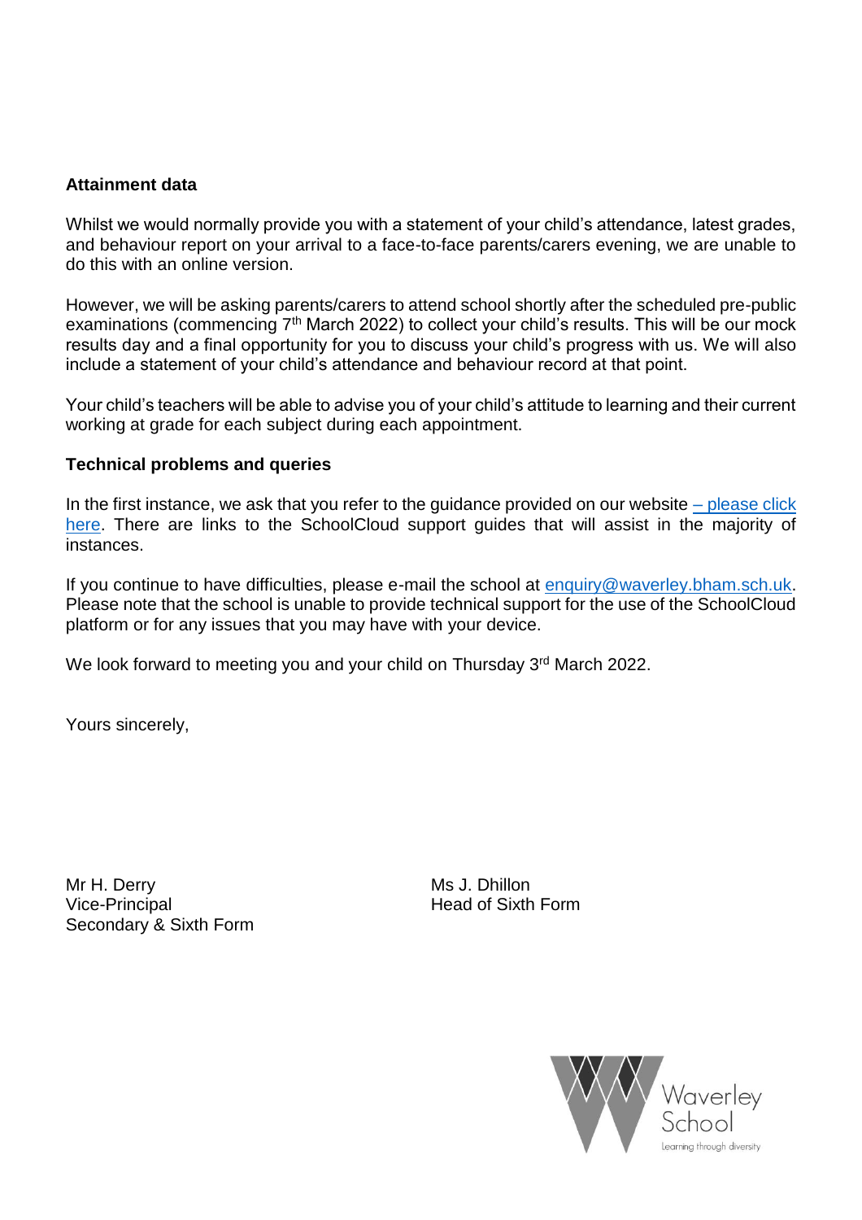**Attainment data**

Whilst we would normally provide you with a statement of your child's attendance, latest grades, and behaviour report on your arrival to a face-to-face parents/carers evening, we are unable to do this with an online version.

However, we will be asking parents/carers to attend school shortly after the scheduled pre-public examinations (commencing 7th March 2022) to collect your child's results. This will be our mock results day and a final opportunity for you to discuss your child's progress with us. We will also include a statement of your child's attendance and behaviour record at that point.

Your child's teachers will be able to advise you of your child's attitude to learning and their current working at grade for each subject during each appointment.

**Technical problems and queries**

In the first instance, we ask that you refer to the guidance provided on our website – please click here. There are links to the SchoolCloud support guides that will assist in the majority of instances.

If you continue to have difficulties, please e-mail the school at enquiry@waverley.bham.sch.uk. Please note that the school is unable to provide technical support for the use of the SchoolCloud platform or for any issues that you may have with your device.

We look forward to meeting you and your child on Thursday 3rd March 2022.

Yours sincerely,

Mr H. Derry
Vice-Principal
Secondary & Sixth Form

Ms J. Dhillon
Head of Sixth Form

Waverley School
Learning through diversity